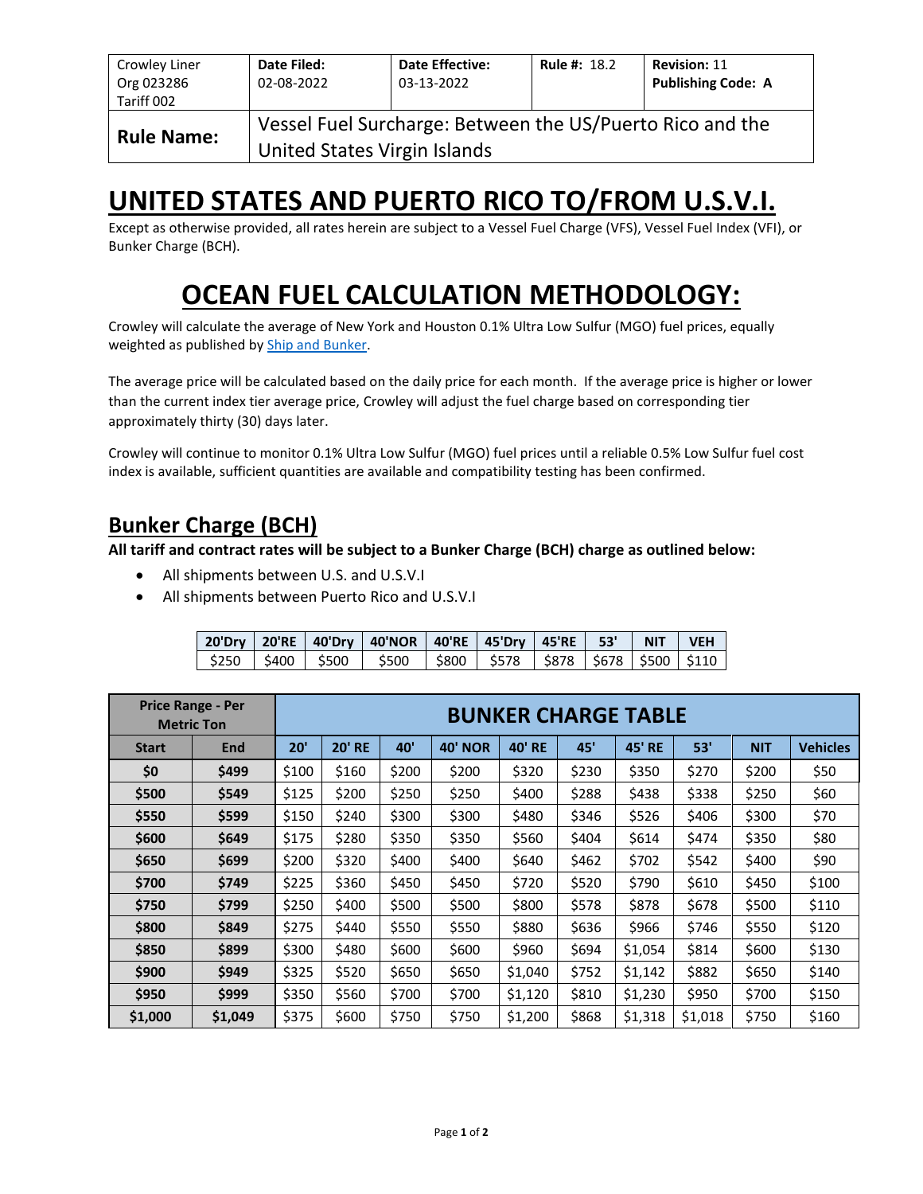| Crowley Liner<br>Org 023286<br>Tariff 002 | **Date Filed:**<br>02-08-2022 | **Date Effective:**<br>03-13-2022 | **Rule #:** 18.2 | **Revision:** 11<br>**Publishing Code: A** |
|---|---|---|---|---|
| **Rule Name:** | Vessel Fuel Surcharge: Between the US/Puerto Rico and the United States Virgin Islands | | | |

# UNITED STATES AND PUERTO RICO TO/FROM U.S.V.I.

Except as otherwise provided, all rates herein are subject to a Vessel Fuel Charge (VFS), Vessel Fuel Index (VFI), or Bunker Charge (BCH).

# OCEAN FUEL CALCULATION METHODOLOGY:

Crowley will calculate the average of New York and Houston 0.1% Ultra Low Sulfur (MGO) fuel prices, equally weighted as published by Ship and Bunker.

The average price will be calculated based on the daily price for each month. If the average price is higher or lower than the current index tier average price, Crowley will adjust the fuel charge based on corresponding tier approximately thirty (30) days later.

Crowley will continue to monitor 0.1% Ultra Low Sulfur (MGO) fuel prices until a reliable 0.5% Low Sulfur fuel cost index is available, sufficient quantities are available and compatibility testing has been confirmed.

## Bunker Charge (BCH)

**All tariff and contract rates will be subject to a Bunker Charge (BCH) charge as outlined below:**

- All shipments between U.S. and U.S.V.I
- All shipments between Puerto Rico and U.S.V.I

| 20'Dry | 20'RE | 40'Dry | 40'NOR | 40'RE | 45'Dry | 45'RE | 53' | NIT | VEH |
|---|---|---|---|---|---|---|---|---|---|
| $250 | $400 | $500 | $500 | $800 | $578 | $878 | $678 | $500 | $110 |

| Price Range - Per Metric Ton | | BUNKER CHARGE TABLE | | | | | | | | | |
|---|---|---|---|---|---|---|---|---|---|---|---|
| Start | End | 20' | 20' RE | 40' | 40' NOR | 40' RE | 45' | 45' RE | 53' | NIT | Vehicles |
| $0 | $499 | $100 | $160 | $200 | $200 | $320 | $230 | $350 | $270 | $200 | $50 |
| $500 | $549 | $125 | $200 | $250 | $250 | $400 | $288 | $438 | $338 | $250 | $60 |
| $550 | $599 | $150 | $240 | $300 | $300 | $480 | $346 | $526 | $406 | $300 | $70 |
| $600 | $649 | $175 | $280 | $350 | $350 | $560 | $404 | $614 | $474 | $350 | $80 |
| $650 | $699 | $200 | $320 | $400 | $400 | $640 | $462 | $702 | $542 | $400 | $90 |
| $700 | $749 | $225 | $360 | $450 | $450 | $720 | $520 | $790 | $610 | $450 | $100 |
| $750 | $799 | $250 | $400 | $500 | $500 | $800 | $578 | $878 | $678 | $500 | $110 |
| $800 | $849 | $275 | $440 | $550 | $550 | $880 | $636 | $966 | $746 | $550 | $120 |
| $850 | $899 | $300 | $480 | $600 | $600 | $960 | $694 | $1,054 | $814 | $600 | $130 |
| $900 | $949 | $325 | $520 | $650 | $650 | $1,040 | $752 | $1,142 | $882 | $650 | $140 |
| $950 | $999 | $350 | $560 | $700 | $700 | $1,120 | $810 | $1,230 | $950 | $700 | $150 |
| $1,000 | $1,049 | $375 | $600 | $750 | $750 | $1,200 | $868 | $1,318 | $1,018 | $750 | $160 |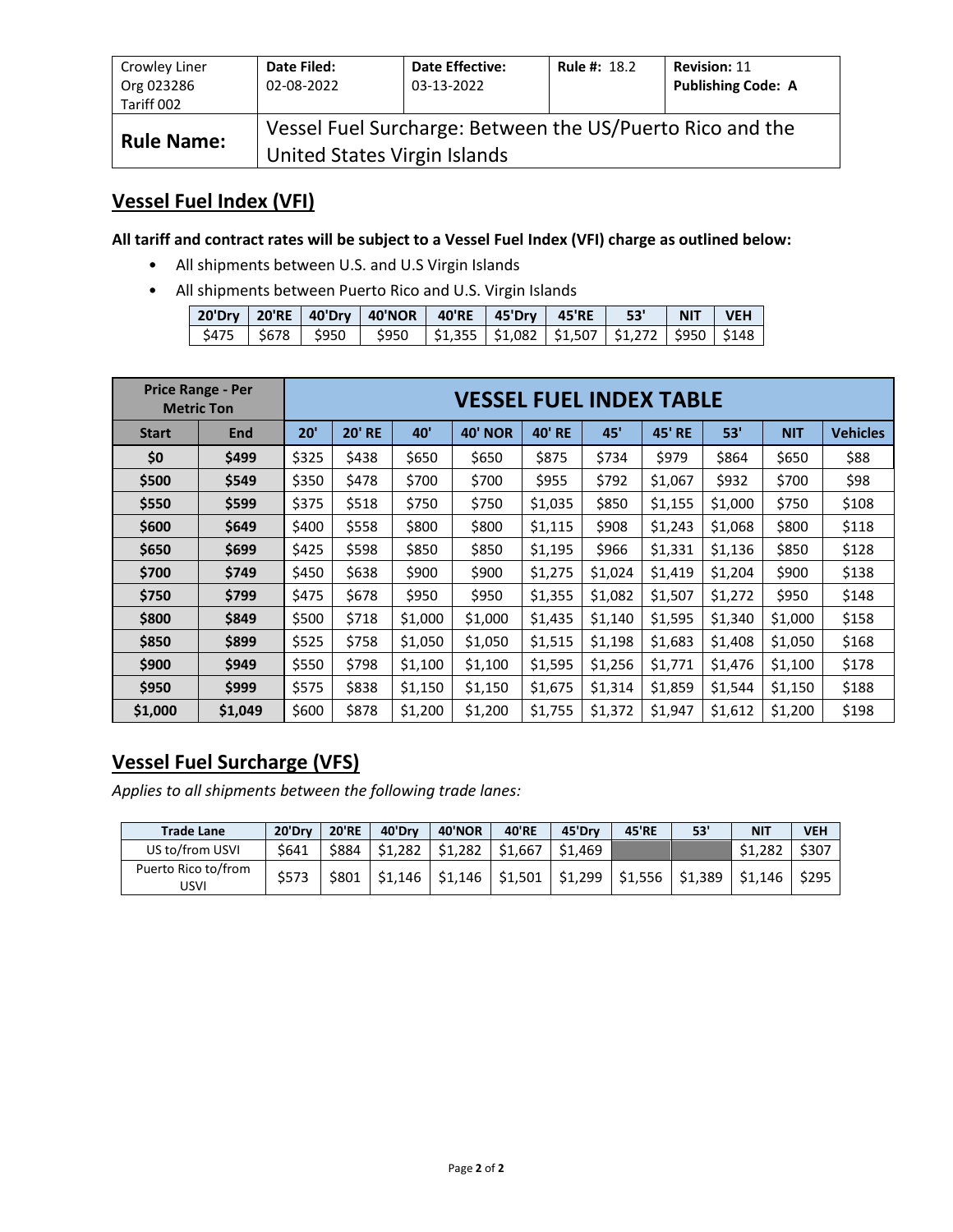| Crowley Liner<br>Org 023286<br>Tariff 002 | **Date Filed:**<br>02-08-2022 | **Date Effective:**<br>03-13-2022 | **Rule #:** 18.2 | **Revision:** 11<br>**Publishing Code: A** |
|---|---|---|---|---|
| **Rule Name:** | Vessel Fuel Surcharge: Between the US/Puerto Rico and the United States Virgin Islands | | | |

## Vessel Fuel Index (VFI)

**All tariff and contract rates will be subject to a Vessel Fuel Index (VFI) charge as outlined below:**

- All shipments between U.S. and U.S Virgin Islands
- All shipments between Puerto Rico and U.S. Virgin Islands

| 20'Dry | 20'RE | 40'Dry | 40'NOR | 40'RE | 45'Dry | 45'RE | 53' | NIT | VEH |
|---|---|---|---|---|---|---|---|---|---|
| $475 | $678 | $950 | $950 | $1,355 | $1,082 | $1,507 | $1,272 | $950 | $148 |

| Price Range - Per Metric Ton | | VESSEL FUEL INDEX TABLE | | | | | | | | | |
|---|---|---|---|---|---|---|---|---|---|---|---|
| **Start** | **End** | **20'** | **20' RE** | **40'** | **40' NOR** | **40' RE** | **45'** | **45' RE** | **53'** | **NIT** | **Vehicles** |
| **$0** | **$499** | $325 | $438 | $650 | $650 | $875 | $734 | $979 | $864 | $650 | $88 |
| **$500** | **$549** | $350 | $478 | $700 | $700 | $955 | $792 | $1,067 | $932 | $700 | $98 |
| **$550** | **$599** | $375 | $518 | $750 | $750 | $1,035 | $850 | $1,155 | $1,000 | $750 | $108 |
| **$600** | **$649** | $400 | $558 | $800 | $800 | $1,115 | $908 | $1,243 | $1,068 | $800 | $118 |
| **$650** | **$699** | $425 | $598 | $850 | $850 | $1,195 | $966 | $1,331 | $1,136 | $850 | $128 |
| **$700** | **$749** | $450 | $638 | $900 | $900 | $1,275 | $1,024 | $1,419 | $1,204 | $900 | $138 |
| **$750** | **$799** | $475 | $678 | $950 | $950 | $1,355 | $1,082 | $1,507 | $1,272 | $950 | $148 |
| **$800** | **$849** | $500 | $718 | $1,000 | $1,000 | $1,435 | $1,140 | $1,595 | $1,340 | $1,000 | $158 |
| **$850** | **$899** | $525 | $758 | $1,050 | $1,050 | $1,515 | $1,198 | $1,683 | $1,408 | $1,050 | $168 |
| **$900** | **$949** | $550 | $798 | $1,100 | $1,100 | $1,595 | $1,256 | $1,771 | $1,476 | $1,100 | $178 |
| **$950** | **$999** | $575 | $838 | $1,150 | $1,150 | $1,675 | $1,314 | $1,859 | $1,544 | $1,150 | $188 |
| **$1,000** | **$1,049** | $600 | $878 | $1,200 | $1,200 | $1,755 | $1,372 | $1,947 | $1,612 | $1,200 | $198 |

## Vessel Fuel Surcharge (VFS)

*Applies to all shipments between the following trade lanes:*

| Trade Lane | 20'Dry | 20'RE | 40'Dry | 40'NOR | 40'RE | 45'Dry | 45'RE | 53' | NIT | VEH |
|---|---|---|---|---|---|---|---|---|---|---|
| US to/from USVI | $641 | $884 | $1,282 | $1,282 | $1,667 | $1,469 | | | $1,282 | $307 |
| Puerto Rico to/from USVI | $573 | $801 | $1,146 | $1,146 | $1,501 | $1,299 | $1,556 | $1,389 | $1,146 | $295 |